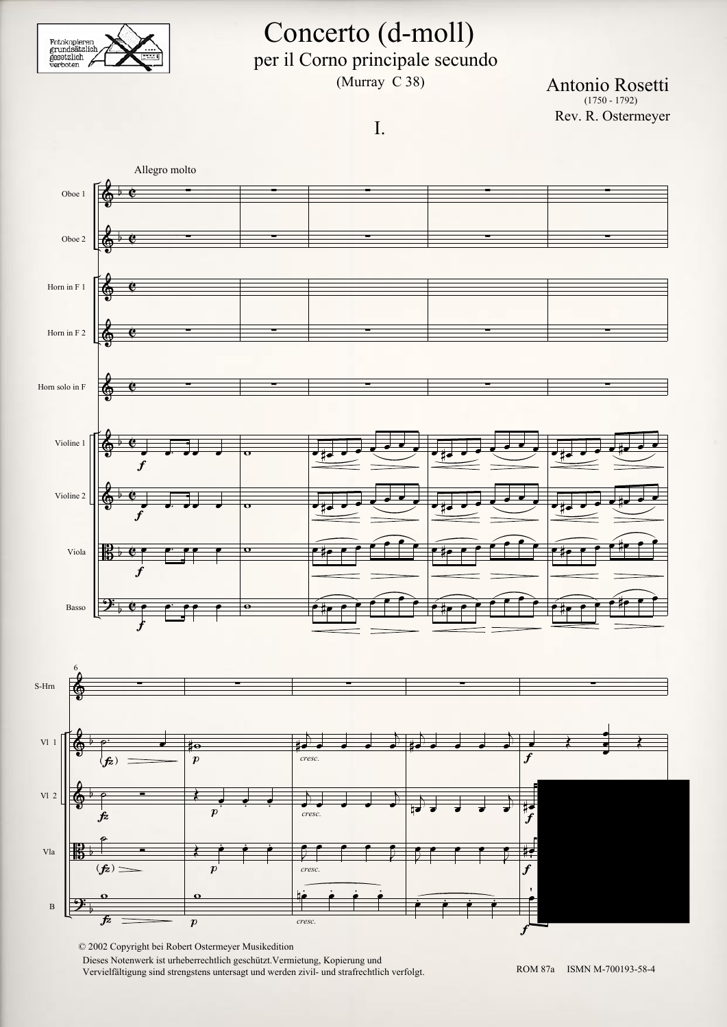# Concerto (d-moll)

per il Corno principale secundo

(Murray C 38)

Antonio Rosetti
(1750 - 1792)

Rev. R. Ostermeyer

## I.

Allegro molto

© 2002 Copyright bei Robert Ostermeyer Musikedition

Dieses Notenwerk ist urheberrechtlich geschützt.Vermietung, Kopierung und Vervielfältigung sind strengstens untersagt und werden zivil- und strafrechtlich verfolgt.

ROM 87a ISMN M-700193-58-4